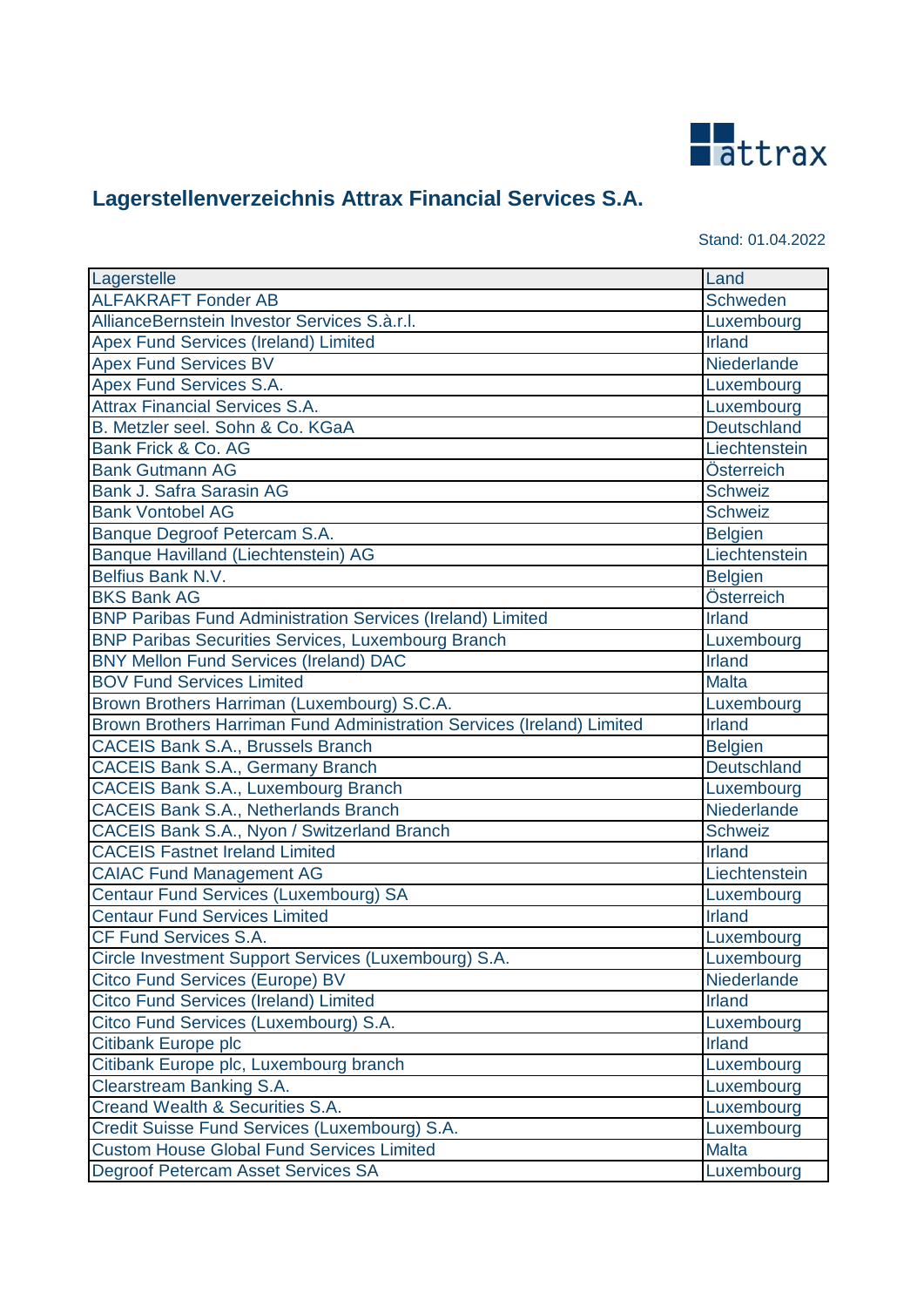attrax

# Lagerstellenverzeichnis Attrax Financial Services S.A.

Stand: 01.04.2022

| Lagerstelle | Land |
|---|---|
| ALFAKRAFT Fonder AB | Schweden |
| AllianceBernstein Investor Services S.à.r.l. | Luxembourg |
| Apex Fund Services (Ireland) Limited | Irland |
| Apex Fund Services BV | Niederlande |
| Apex Fund Services S.A. | Luxembourg |
| Attrax Financial Services S.A. | Luxembourg |
| B. Metzler seel. Sohn & Co. KGaA | Deutschland |
| Bank Frick & Co. AG | Liechtenstein |
| Bank Gutmann AG | Österreich |
| Bank J. Safra Sarasin AG | Schweiz |
| Bank Vontobel AG | Schweiz |
| Banque Degroof Petercam S.A. | Belgien |
| Banque Havilland (Liechtenstein) AG | Liechtenstein |
| Belfius Bank N.V. | Belgien |
| BKS Bank AG | Österreich |
| BNP Paribas Fund Administration Services (Ireland) Limited | Irland |
| BNP Paribas Securities Services, Luxembourg Branch | Luxembourg |
| BNY Mellon Fund Services (Ireland) DAC | Irland |
| BOV Fund Services Limited | Malta |
| Brown Brothers Harriman (Luxembourg) S.C.A. | Luxembourg |
| Brown Brothers Harriman Fund Administration Services (Ireland) Limited | Irland |
| CACEIS Bank S.A., Brussels Branch | Belgien |
| CACEIS Bank S.A., Germany Branch | Deutschland |
| CACEIS Bank S.A., Luxembourg Branch | Luxembourg |
| CACEIS Bank S.A., Netherlands Branch | Niederlande |
| CACEIS Bank S.A., Nyon / Switzerland Branch | Schweiz |
| CACEIS Fastnet Ireland Limited | Irland |
| CAIAC Fund Management AG | Liechtenstein |
| Centaur Fund Services (Luxembourg) SA | Luxembourg |
| Centaur Fund Services Limited | Irland |
| CF Fund Services S.A. | Luxembourg |
| Circle Investment Support Services (Luxembourg) S.A. | Luxembourg |
| Citco Fund Services (Europe) BV | Niederlande |
| Citco Fund Services (Ireland) Limited | Irland |
| Citco Fund Services (Luxembourg) S.A. | Luxembourg |
| Citibank Europe plc | Irland |
| Citibank Europe plc, Luxembourg branch | Luxembourg |
| Clearstream Banking S.A. | Luxembourg |
| Creand Wealth & Securities S.A. | Luxembourg |
| Credit Suisse Fund Services (Luxembourg) S.A. | Luxembourg |
| Custom House Global Fund Services Limited | Malta |
| Degroof Petercam Asset Services SA | Luxembourg |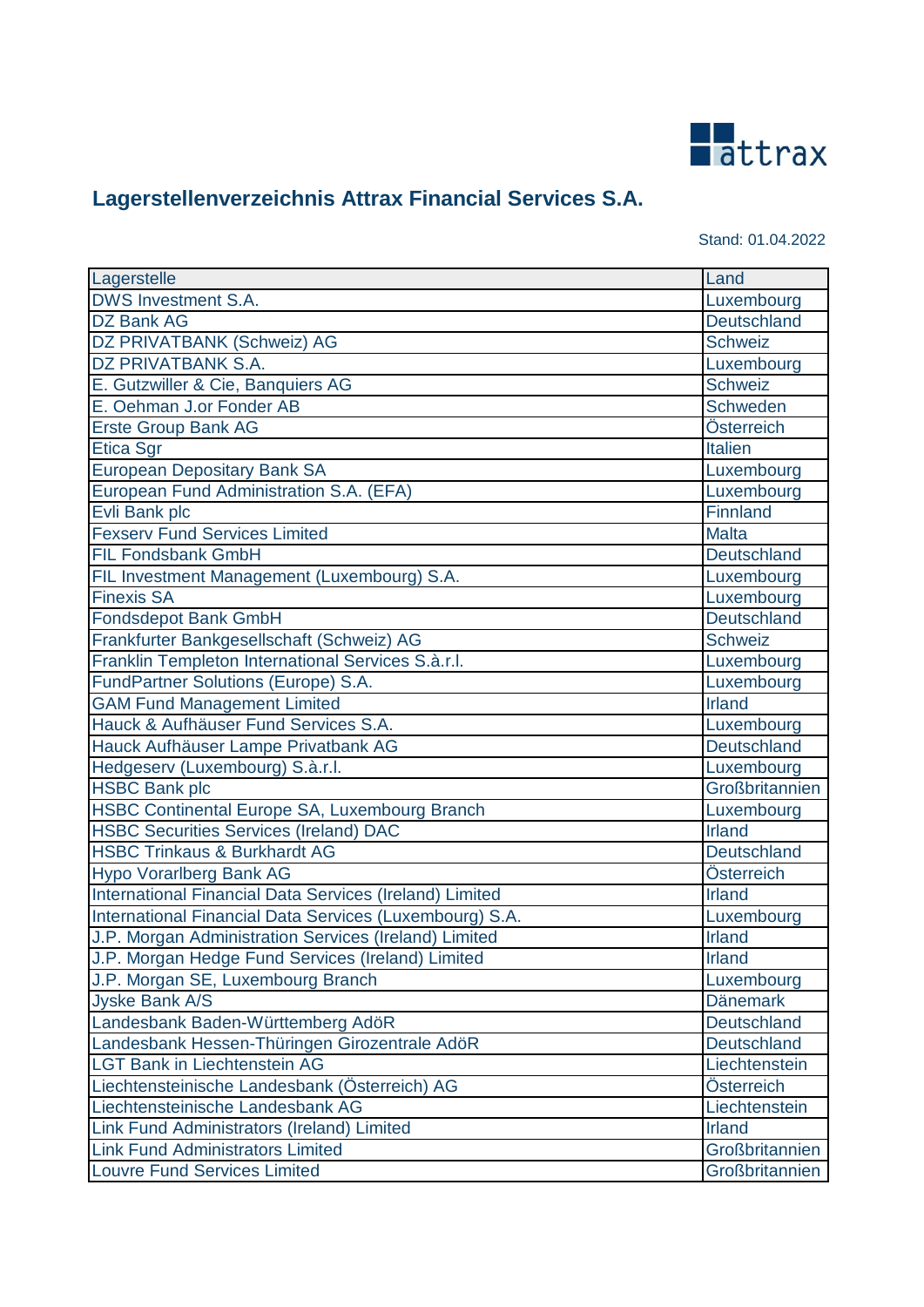## Lagerstellenverzeichnis Attrax Financial Services S.A.

Stand: 01.04.2022

| Lagerstelle | Land |
|---|---|
| DWS Investment S.A. | Luxembourg |
| DZ Bank AG | Deutschland |
| DZ PRIVATBANK (Schweiz) AG | Schweiz |
| DZ PRIVATBANK S.A. | Luxembourg |
| E. Gutzwiller & Cie, Banquiers AG | Schweiz |
| E. Oehman J.or Fonder AB | Schweden |
| Erste Group Bank AG | Österreich |
| Etica Sgr | Italien |
| European Depositary Bank SA | Luxembourg |
| European Fund Administration S.A. (EFA) | Luxembourg |
| Evli Bank plc | Finnland |
| Fexserv Fund Services Limited | Malta |
| FIL Fondsbank GmbH | Deutschland |
| FIL Investment Management (Luxembourg) S.A. | Luxembourg |
| Finexis SA | Luxembourg |
| Fondsdepot Bank GmbH | Deutschland |
| Frankfurter Bankgesellschaft (Schweiz) AG | Schweiz |
| Franklin Templeton International Services S.à.r.l. | Luxembourg |
| FundPartner Solutions (Europe) S.A. | Luxembourg |
| GAM Fund Management Limited | Irland |
| Hauck & Aufhäuser Fund Services S.A. | Luxembourg |
| Hauck Aufhäuser Lampe Privatbank AG | Deutschland |
| Hedgeserv (Luxembourg) S.à.r.l. | Luxembourg |
| HSBC Bank plc | Großbritannien |
| HSBC Continental Europe SA, Luxembourg Branch | Luxembourg |
| HSBC Securities Services (Ireland) DAC | Irland |
| HSBC Trinkaus & Burkhardt AG | Deutschland |
| Hypo Vorarlberg Bank AG | Österreich |
| International Financial Data Services (Ireland) Limited | Irland |
| International Financial Data Services (Luxembourg) S.A. | Luxembourg |
| J.P. Morgan Administration Services (Ireland) Limited | Irland |
| J.P. Morgan Hedge Fund Services (Ireland) Limited | Irland |
| J.P. Morgan SE, Luxembourg Branch | Luxembourg |
| Jyske Bank A/S | Dänemark |
| Landesbank Baden-Württemberg AdöR | Deutschland |
| Landesbank Hessen-Thüringen Girozentrale AdöR | Deutschland |
| LGT Bank in Liechtenstein AG | Liechtenstein |
| Liechtensteinische Landesbank (Österreich) AG | Österreich |
| Liechtensteinische Landesbank AG | Liechtenstein |
| Link Fund Administrators (Ireland) Limited | Irland |
| Link Fund Administrators Limited | Großbritannien |
| Louvre Fund Services Limited | Großbritannien |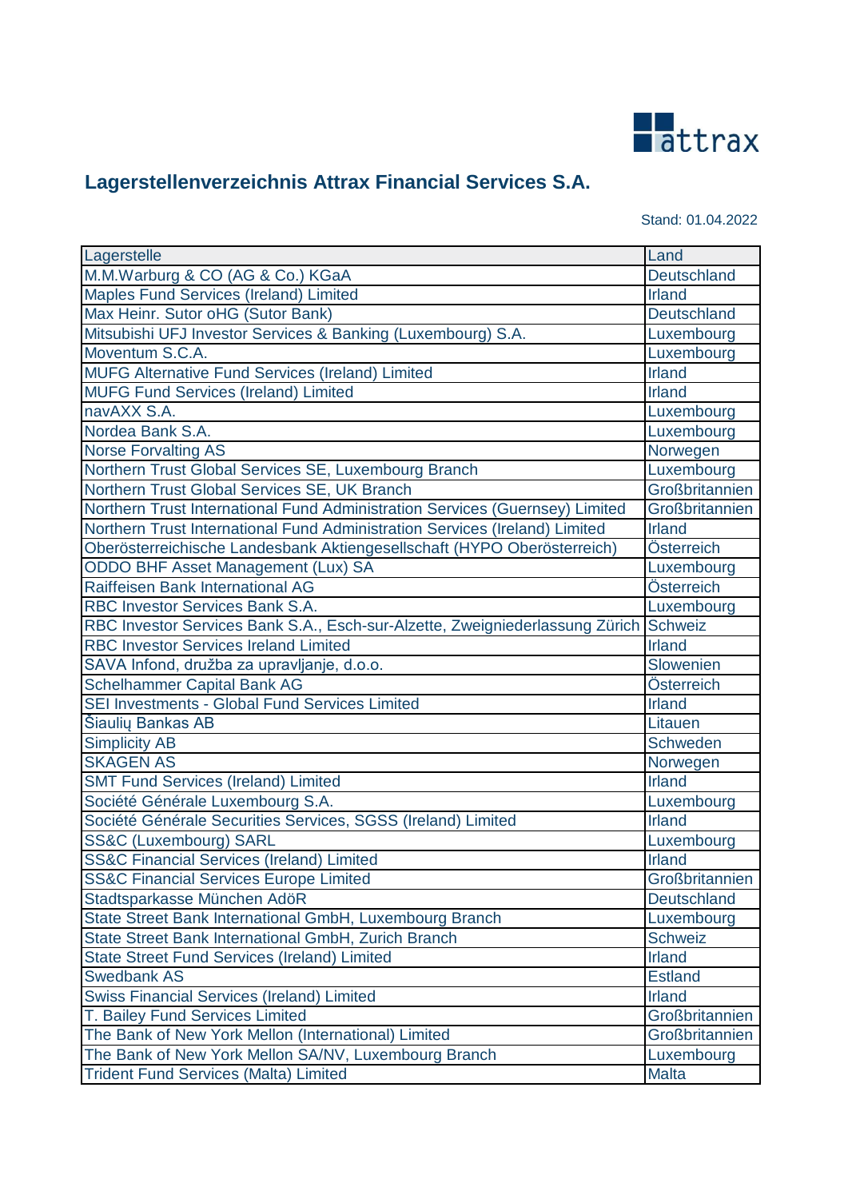## Lagerstellenverzeichnis Attrax Financial Services S.A.

Stand: 01.04.2022

| Lagerstelle | Land |
|---|---|
| M.M.Warburg & CO (AG & Co.) KGaA | Deutschland |
| Maples Fund Services (Ireland) Limited | Irland |
| Max Heinr. Sutor oHG (Sutor Bank) | Deutschland |
| Mitsubishi UFJ Investor Services & Banking (Luxembourg) S.A. | Luxembourg |
| Moventum S.C.A. | Luxembourg |
| MUFG Alternative Fund Services (Ireland) Limited | Irland |
| MUFG Fund Services (Ireland) Limited | Irland |
| navAXX S.A. | Luxembourg |
| Nordea Bank S.A. | Luxembourg |
| Norse Forvalting AS | Norwegen |
| Northern Trust Global Services SE, Luxembourg Branch | Luxembourg |
| Northern Trust Global Services SE, UK Branch | Großbritannien |
| Northern Trust International Fund Administration Services (Guernsey) Limited | Großbritannien |
| Northern Trust International Fund Administration Services (Ireland) Limited | Irland |
| Oberösterreichische Landesbank Aktiengesellschaft (HYPO Oberösterreich) | Österreich |
| ODDO BHF Asset Management (Lux) SA | Luxembourg |
| Raiffeisen Bank International AG | Österreich |
| RBC Investor Services Bank S.A. | Luxembourg |
| RBC Investor Services Bank S.A., Esch-sur-Alzette, Zweigniederlassung Zürich | Schweiz |
| RBC Investor Services Ireland Limited | Irland |
| SAVA Infond, družba za upravljanje, d.o.o. | Slowenien |
| Schelhammer Capital Bank AG | Österreich |
| SEI Investments - Global Fund Services Limited | Irland |
| Šiaulių Bankas AB | Litauen |
| Simplicity AB | Schweden |
| SKAGEN AS | Norwegen |
| SMT Fund Services (Ireland) Limited | Irland |
| Société Générale Luxembourg S.A. | Luxembourg |
| Société Générale Securities Services, SGSS (Ireland) Limited | Irland |
| SS&C (Luxembourg) SARL | Luxembourg |
| SS&C Financial Services (Ireland) Limited | Irland |
| SS&C Financial Services Europe Limited | Großbritannien |
| Stadtsparkasse München AdöR | Deutschland |
| State Street Bank International GmbH, Luxembourg Branch | Luxembourg |
| State Street Bank International GmbH, Zurich Branch | Schweiz |
| State Street Fund Services (Ireland) Limited | Irland |
| Swedbank AS | Estland |
| Swiss Financial Services (Ireland) Limited | Irland |
| T. Bailey Fund Services Limited | Großbritannien |
| The Bank of New York Mellon (International) Limited | Großbritannien |
| The Bank of New York Mellon SA/NV, Luxembourg Branch | Luxembourg |
| Trident Fund Services (Malta) Limited | Malta |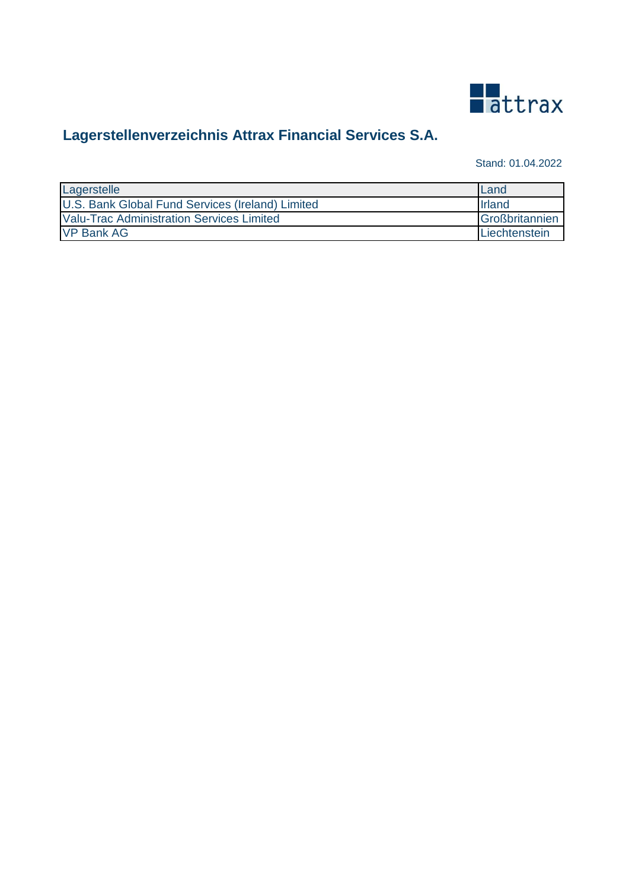attrax

# Lagerstellenverzeichnis Attrax Financial Services S.A.

Stand: 01.04.2022

| Lagerstelle | Land |
| --- | --- |
| U.S. Bank Global Fund Services (Ireland) Limited | Irland |
| Valu-Trac Administration Services Limited | Großbritannien |
| VP Bank AG | Liechtenstein |